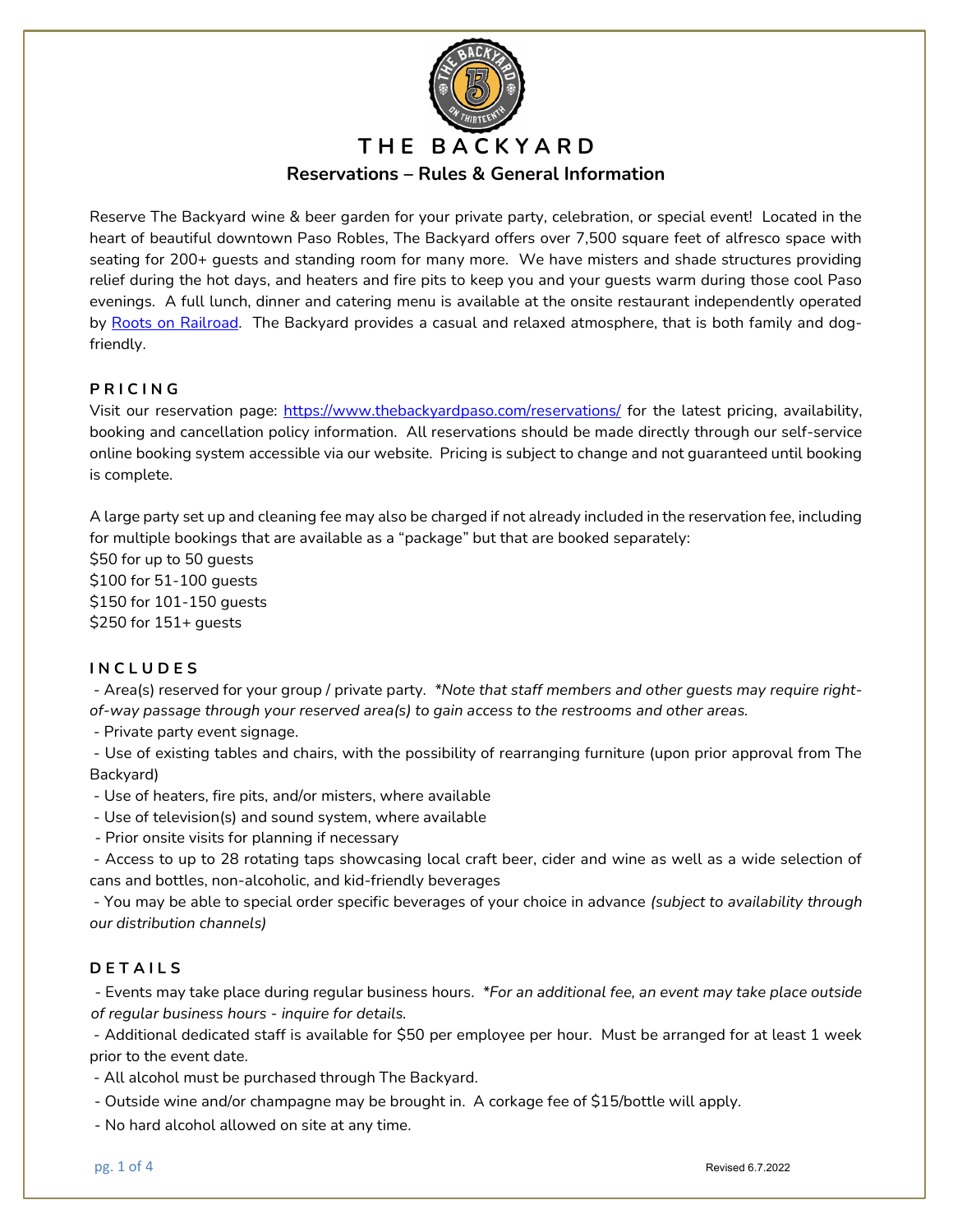# THE BACKYARD

## Reservations – Rules & General Information

Reserve The Backyard wine & beer garden for your private party, celebration, or special event! Located in the heart of beautiful downtown Paso Robles, The Backyard offers over 7,500 square feet of alfresco space with seating for 200+ guests and standing room for many more. We have misters and shade structures providing relief during the hot days, and heaters and fire pits to keep you and your guests warm during those cool Paso evenings. A full lunch, dinner and catering menu is available at the onsite restaurant independently operated by [Roots on Railroad](). The Backyard provides a casual and relaxed atmosphere, that is both family and dog-friendly.

### PRICING

Visit our reservation page: https://www.thebackyardpaso.com/reservations/ for the latest pricing, availability, booking and cancellation policy information. All reservations should be made directly through our self-service online booking system accessible via our website. Pricing is subject to change and not guaranteed until booking is complete.

A large party set up and cleaning fee may also be charged if not already included in the reservation fee, including for multiple bookings that are available as a "package" but that are booked separately:

$50 for up to 50 guests
$100 for 51-100 guests
$150 for 101-150 guests
$250 for 151+ guests

### INCLUDES

- Area(s) reserved for your group / private party. *\*Note that staff members and other guests may require right-of-way passage through your reserved area(s) to gain access to the restrooms and other areas.*
- Private party event signage.
- Use of existing tables and chairs, with the possibility of rearranging furniture (upon prior approval from The Backyard)
- Use of heaters, fire pits, and/or misters, where available
- Use of television(s) and sound system, where available
- Prior onsite visits for planning if necessary
- Access to up to 28 rotating taps showcasing local craft beer, cider and wine as well as a wide selection of cans and bottles, non-alcoholic, and kid-friendly beverages
- You may be able to special order specific beverages of your choice in advance *(subject to availability through our distribution channels)*

### DETAILS

- Events may take place during regular business hours. *\*For an additional fee, an event may take place outside of regular business hours - inquire for details.*
- Additional dedicated staff is available for $50 per employee per hour. Must be arranged for at least 1 week prior to the event date.
- All alcohol must be purchased through The Backyard.
- Outside wine and/or champagne may be brought in. A corkage fee of $15/bottle will apply.
- No hard alcohol allowed on site at any time.

Revised 6.7.2022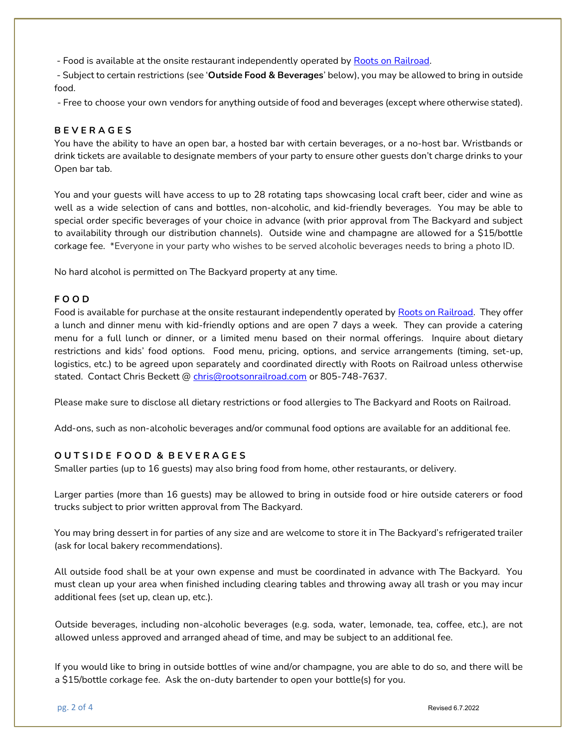- Food is available at the onsite restaurant independently operated by [Roots on Railroad](#).
- Subject to certain restrictions (see '**Outside Food & Beverages**' below), you may be allowed to bring in outside food.
- Free to choose your own vendors for anything outside of food and beverages (except where otherwise stated).

### BEVERAGES

You have the ability to have an open bar, a hosted bar with certain beverages, or a no-host bar. Wristbands or drink tickets are available to designate members of your party to ensure other guests don't charge drinks to your Open bar tab.

You and your guests will have access to up to 28 rotating taps showcasing local craft beer, cider and wine as well as a wide selection of cans and bottles, non-alcoholic, and kid-friendly beverages. You may be able to special order specific beverages of your choice in advance (with prior approval from The Backyard and subject to availability through our distribution channels). Outside wine and champagne are allowed for a $15/bottle corkage fee. *Everyone in your party who wishes to be served alcoholic beverages needs to bring a photo ID.

No hard alcohol is permitted on The Backyard property at any time.

### FOOD

Food is available for purchase at the onsite restaurant independently operated by [Roots on Railroad](#). They offer a lunch and dinner menu with kid-friendly options and are open 7 days a week. They can provide a catering menu for a full lunch or dinner, or a limited menu based on their normal offerings. Inquire about dietary restrictions and kids' food options. Food menu, pricing, options, and service arrangements (timing, set-up, logistics, etc.) to be agreed upon separately and coordinated directly with Roots on Railroad unless otherwise stated. Contact Chris Beckett @ [chris@rootsonrailroad.com](mailto:chris@rootsonrailroad.com) or 805-748-7637.

Please make sure to disclose all dietary restrictions or food allergies to The Backyard and Roots on Railroad.

Add-ons, such as non-alcoholic beverages and/or communal food options are available for an additional fee.

### OUTSIDE FOOD & BEVERAGES

Smaller parties (up to 16 guests) may also bring food from home, other restaurants, or delivery.

Larger parties (more than 16 guests) may be allowed to bring in outside food or hire outside caterers or food trucks subject to prior written approval from The Backyard.

You may bring dessert in for parties of any size and are welcome to store it in The Backyard's refrigerated trailer (ask for local bakery recommendations).

All outside food shall be at your own expense and must be coordinated in advance with The Backyard. You must clean up your area when finished including clearing tables and throwing away all trash or you may incur additional fees (set up, clean up, etc.).

Outside beverages, including non-alcoholic beverages (e.g. soda, water, lemonade, tea, coffee, etc.), are not allowed unless approved and arranged ahead of time, and may be subject to an additional fee.

If you would like to bring in outside bottles of wine and/or champagne, you are able to do so, and there will be a $15/bottle corkage fee. Ask the on-duty bartender to open your bottle(s) for you.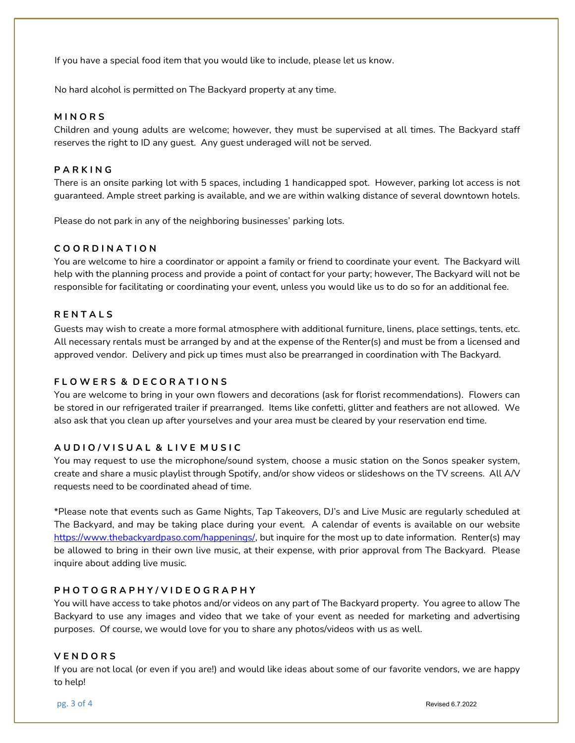If you have a special food item that you would like to include, please let us know.

No hard alcohol is permitted on The Backyard property at any time.

### MINORS

Children and young adults are welcome; however, they must be supervised at all times. The Backyard staff reserves the right to ID any guest. Any guest underaged will not be served.

### PARKING

There is an onsite parking lot with 5 spaces, including 1 handicapped spot. However, parking lot access is not guaranteed. Ample street parking is available, and we are within walking distance of several downtown hotels.

Please do not park in any of the neighboring businesses' parking lots.

### COORDINATION

You are welcome to hire a coordinator or appoint a family or friend to coordinate your event. The Backyard will help with the planning process and provide a point of contact for your party; however, The Backyard will not be responsible for facilitating or coordinating your event, unless you would like us to do so for an additional fee.

### RENTALS

Guests may wish to create a more formal atmosphere with additional furniture, linens, place settings, tents, etc. All necessary rentals must be arranged by and at the expense of the Renter(s) and must be from a licensed and approved vendor. Delivery and pick up times must also be prearranged in coordination with The Backyard.

### FLOWERS & DECORATIONS

You are welcome to bring in your own flowers and decorations (ask for florist recommendations). Flowers can be stored in our refrigerated trailer if prearranged. Items like confetti, glitter and feathers are not allowed. We also ask that you clean up after yourselves and your area must be cleared by your reservation end time.

### AUDIO/VISUAL & LIVE MUSIC

You may request to use the microphone/sound system, choose a music station on the Sonos speaker system, create and share a music playlist through Spotify, and/or show videos or slideshows on the TV screens. All A/V requests need to be coordinated ahead of time.

*Please note that events such as Game Nights, Tap Takeovers, DJ's and Live Music are regularly scheduled at The Backyard, and may be taking place during your event. A calendar of events is available on our website https://www.thebackyardpaso.com/happenings/, but inquire for the most up to date information. Renter(s) may be allowed to bring in their own live music, at their expense, with prior approval from The Backyard. Please inquire about adding live music.

### PHOTOGRAPHY/VIDEOGRAPHY

You will have access to take photos and/or videos on any part of The Backyard property. You agree to allow The Backyard to use any images and video that we take of your event as needed for marketing and advertising purposes. Of course, we would love for you to share any photos/videos with us as well.

### VENDORS

If you are not local (or even if you are!) and would like ideas about some of our favorite vendors, we are happy to help!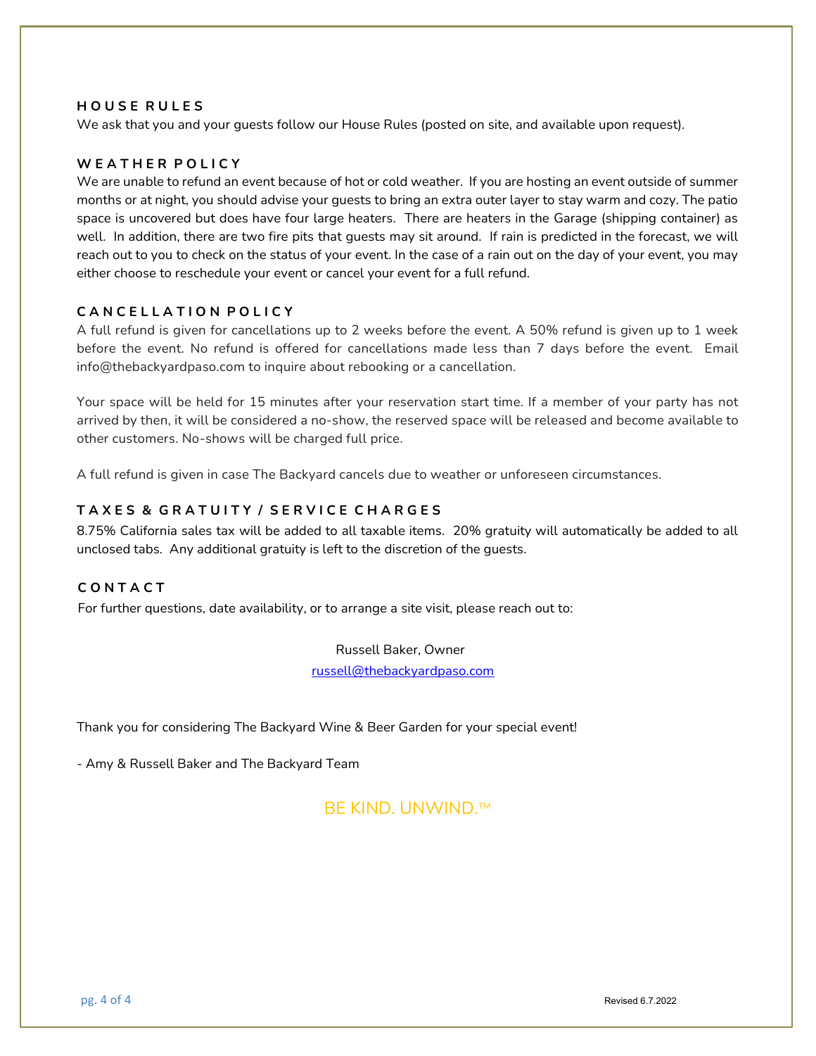## HOUSE RULES

We ask that you and your guests follow our House Rules (posted on site, and available upon request).

## WEATHER POLICY

We are unable to refund an event because of hot or cold weather. If you are hosting an event outside of summer months or at night, you should advise your guests to bring an extra outer layer to stay warm and cozy. The patio space is uncovered but does have four large heaters. There are heaters in the Garage (shipping container) as well. In addition, there are two fire pits that guests may sit around. If rain is predicted in the forecast, we will reach out to you to check on the status of your event. In the case of a rain out on the day of your event, you may either choose to reschedule your event or cancel your event for a full refund.

## CANCELLATION POLICY

A full refund is given for cancellations up to 2 weeks before the event. A 50% refund is given up to 1 week before the event. No refund is offered for cancellations made less than 7 days before the event. Email info@thebackyardpaso.com to inquire about rebooking or a cancellation.

Your space will be held for 15 minutes after your reservation start time. If a member of your party has not arrived by then, it will be considered a no-show, the reserved space will be released and become available to other customers. No-shows will be charged full price.

A full refund is given in case The Backyard cancels due to weather or unforeseen circumstances.

## TAXES & GRATUITY / SERVICE CHARGES

8.75% California sales tax will be added to all taxable items. 20% gratuity will automatically be added to all unclosed tabs. Any additional gratuity is left to the discretion of the guests.

## CONTACT

For further questions, date availability, or to arrange a site visit, please reach out to:

Russell Baker, Owner
russell@thebackyardpaso.com

Thank you for considering The Backyard Wine & Beer Garden for your special event!

- Amy & Russell Baker and The Backyard Team

BE KIND. UNWIND.™

Revised 6.7.2022